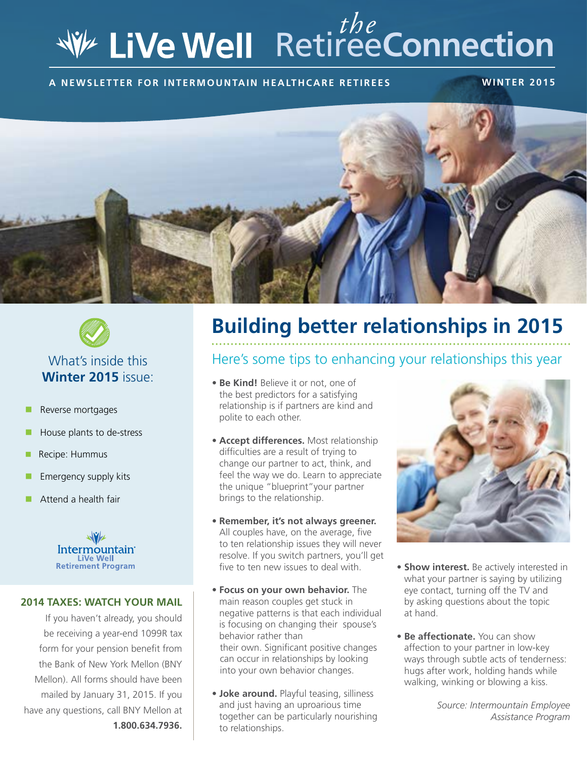# LiVe Well the RetireeConnection

**A NEWSLETTER FOR INTERMOUNTAIN HEALTHCARE RETIREES** **WINTER 2015**

What's inside this **Winter 2015** issue:

- Reverse mortgages
- House plants to de-stress
- Recipe: Hummus
- Emergency supply kits
- Attend a health fair

Intermountain LiVe Well Retirement Program

## 2014 TAXES: WATCH YOUR MAIL

If you haven't already, you should be receiving a year-end 1099R tax form for your pension benefit from the Bank of New York Mellon (BNY Mellon). All forms should have been mailed by January 31, 2015. If you have any questions, call BNY Mellon at **1.800.634.7936.**

# Building better relationships in 2015

## Here's some tips to enhancing your relationships this year

- **Be Kind!** Believe it or not, one of the best predictors for a satisfying relationship is if partners are kind and polite to each other.
- **Accept differences.** Most relationship difficulties are a result of trying to change our partner to act, think, and feel the way we do. Learn to appreciate the unique "blueprint"your partner brings to the relationship.
- **Remember, it's not always greener.** All couples have, on the average, five to ten relationship issues they will never resolve. If you switch partners, you'll get five to ten new issues to deal with.
- **Focus on your own behavior.** The main reason couples get stuck in negative patterns is that each individual is focusing on changing their spouse's behavior rather than their own. Significant positive changes can occur in relationships by looking into your own behavior changes.
- **Joke around.** Playful teasing, silliness and just having an uproarious time together can be particularly nourishing to relationships.
- **Show interest.** Be actively interested in what your partner is saying by utilizing eye contact, turning off the TV and by asking questions about the topic at hand.
- **Be affectionate.** You can show affection to your partner in low-key ways through subtle acts of tenderness: hugs after work, holding hands while walking, winking or blowing a kiss.

*Source: Intermountain Employee Assistance Program*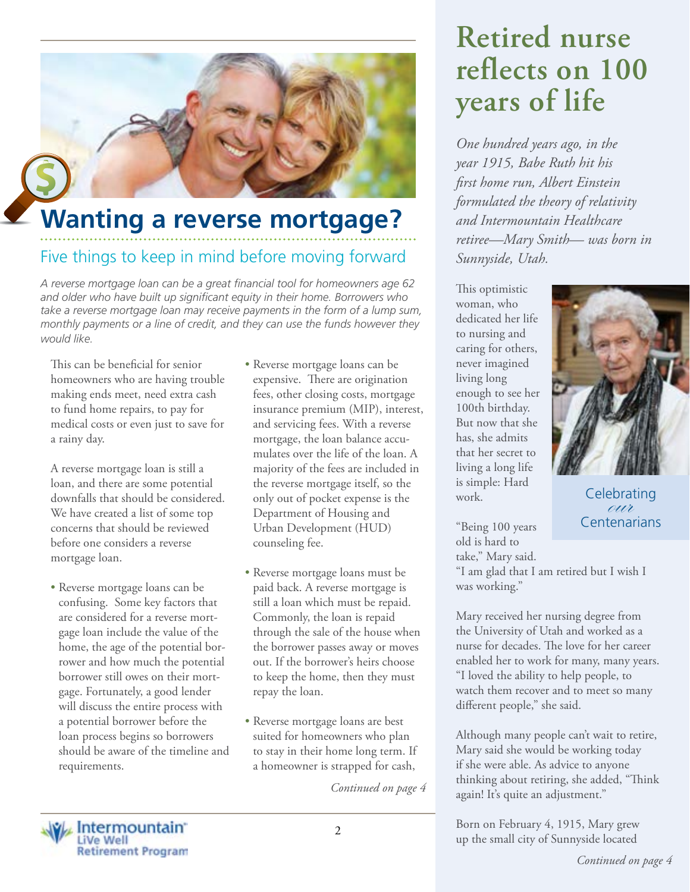# Wanting a reverse mortgage?

## Five things to keep in mind before moving forward

*A reverse mortgage loan can be a great financial tool for homeowners age 62 and older who have built up significant equity in their home. Borrowers who take a reverse mortgage loan may receive payments in the form of a lump sum, monthly payments or a line of credit, and they can use the funds however they would like.*

This can be beneficial for senior homeowners who are having trouble making ends meet, need extra cash to fund home repairs, to pay for medical costs or even just to save for a rainy day.

A reverse mortgage loan is still a loan, and there are some potential downfalls that should be considered. We have created a list of some top concerns that should be reviewed before one considers a reverse mortgage loan.

- Reverse mortgage loans can be confusing. Some key factors that are considered for a reverse mortgage loan include the value of the home, the age of the potential borrower and how much the potential borrower still owes on their mortgage. Fortunately, a good lender will discuss the entire process with a potential borrower before the loan process begins so borrowers should be aware of the timeline and requirements.
- Reverse mortgage loans can be expensive. There are origination fees, other closing costs, mortgage insurance premium (MIP), interest, and servicing fees. With a reverse mortgage, the loan balance accumulates over the life of the loan. A majority of the fees are included in the reverse mortgage itself, so the only out of pocket expense is the Department of Housing and Urban Development (HUD) counseling fee.
- Reverse mortgage loans must be paid back. A reverse mortgage is still a loan which must be repaid. Commonly, the loan is repaid through the sale of the house when the borrower passes away or moves out. If the borrower's heirs choose to keep the home, then they must repay the loan.
- Reverse mortgage loans are best suited for homeowners who plan to stay in their home long term. If a homeowner is strapped for cash,

*Continued on page 4*

# Retired nurse reflects on 100 years of life

*One hundred years ago, in the year 1915, Babe Ruth hit his first home run, Albert Einstein formulated the theory of relativity and Intermountain Healthcare retiree—Mary Smith— was born in Sunnyside, Utah.*

Celebrating *our* Centenarians

This optimistic woman, who dedicated her life to nursing and caring for others, never imagined living long enough to see her 100th birthday. But now that she has, she admits that her secret to living a long life is simple: Hard work.

"Being 100 years old is hard to take," Mary said. "I am glad that I am retired but I wish I was working."

Mary received her nursing degree from the University of Utah and worked as a nurse for decades. The love for her career enabled her to work for many, many years. "I loved the ability to help people, to watch them recover and to meet so many different people," she said.

Although many people can't wait to retire, Mary said she would be working today if she were able. As advice to anyone thinking about retiring, she added, "Think again! It's quite an adjustment."

Born on February 4, 1915, Mary grew up the small city of Sunnyside located

*Continued on page 4*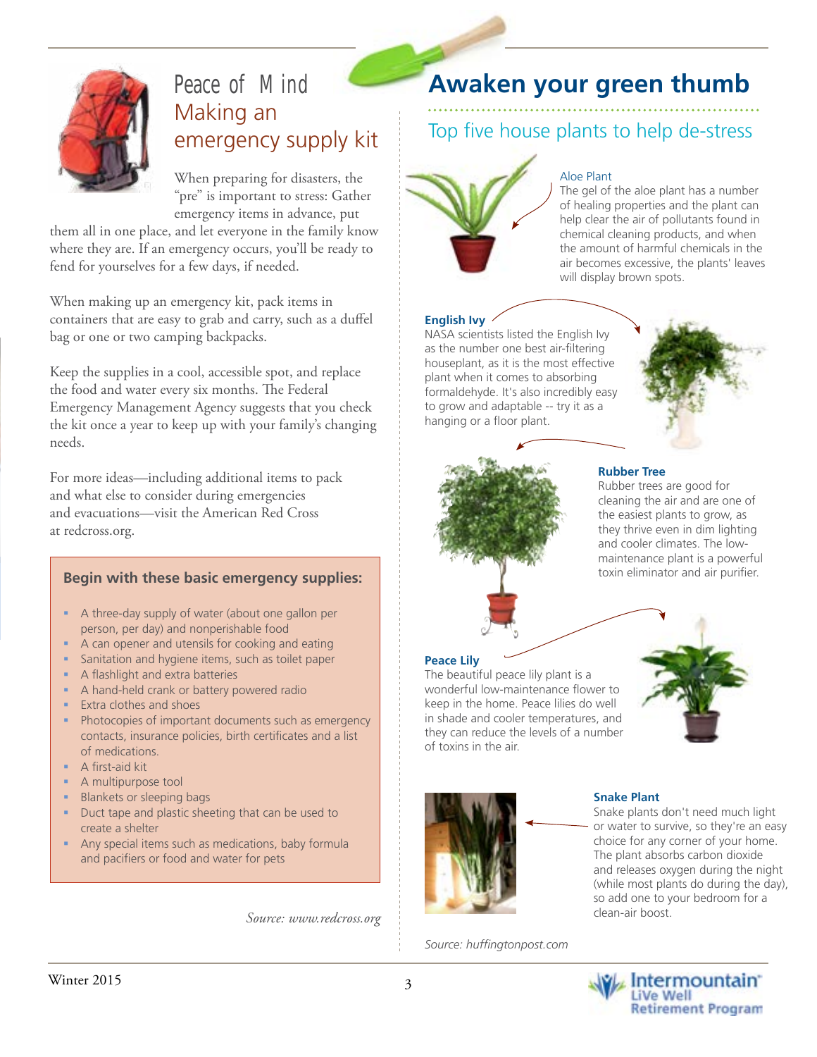## Peace of Mind

# Making an emergency supply kit

When preparing for disasters, the "pre" is important to stress: Gather emergency items in advance, put them all in one place, and let everyone in the family know where they are. If an emergency occurs, you'll be ready to fend for yourselves for a few days, if needed.

When making up an emergency kit, pack items in containers that are easy to grab and carry, such as a duffel bag or one or two camping backpacks.

Keep the supplies in a cool, accessible spot, and replace the food and water every six months. The Federal Emergency Management Agency suggests that you check the kit once a year to keep up with your family's changing needs.

For more ideas—including additional items to pack and what else to consider during emergencies and evacuations—visit the American Red Cross at redcross.org.

### Begin with these basic emergency supplies:

- A three-day supply of water (about one gallon per person, per day) and nonperishable food
- A can opener and utensils for cooking and eating
- Sanitation and hygiene items, such as toilet paper
- A flashlight and extra batteries
- A hand-held crank or battery powered radio
- Extra clothes and shoes
- Photocopies of important documents such as emergency contacts, insurance policies, birth certificates and a list of medications.
- A first-aid kit
- A multipurpose tool
- Blankets or sleeping bags
- Duct tape and plastic sheeting that can be used to create a shelter
- Any special items such as medications, baby formula and pacifiers or food and water for pets

*Source: www.redcross.org*

# Awaken your green thumb

## Top five house plants to help de-stress

### Aloe Plant

The gel of the aloe plant has a number of healing properties and the plant can help clear the air of pollutants found in chemical cleaning products, and when the amount of harmful chemicals in the air becomes excessive, the plants' leaves will display brown spots.

### English Ivy

NASA scientists listed the English Ivy as the number one best air-filtering houseplant, as it is the most effective plant when it comes to absorbing formaldehyde. It's also incredibly easy to grow and adaptable -- try it as a hanging or a floor plant.

### Rubber Tree

Rubber trees are good for cleaning the air and are one of the easiest plants to grow, as they thrive even in dim lighting and cooler climates. The low-maintenance plant is a powerful toxin eliminator and air purifier.

### Peace Lily

The beautiful peace lily plant is a wonderful low-maintenance flower to keep in the home. Peace lilies do well in shade and cooler temperatures, and they can reduce the levels of a number of toxins in the air.

### Snake Plant

Snake plants don't need much light or water to survive, so they're an easy choice for any corner of your home. The plant absorbs carbon dioxide and releases oxygen during the night (while most plants do during the day), so add one to your bedroom for a clean-air boost.

*Source: huffingtonpost.com*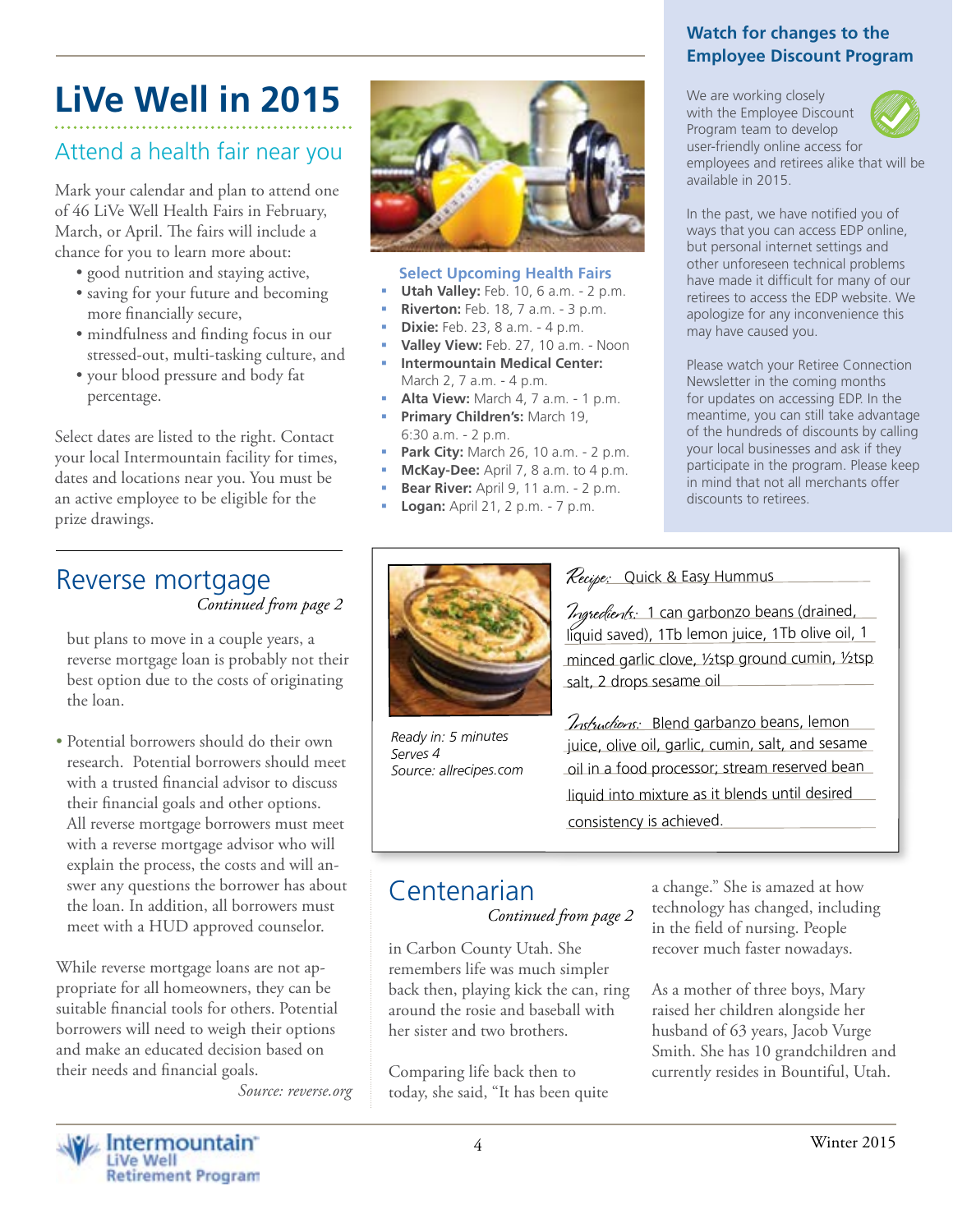# LiVe Well in 2015

## Attend a health fair near you

Mark your calendar and plan to attend one of 46 LiVe Well Health Fairs in February, March, or April. The fairs will include a chance for you to learn more about:

- good nutrition and staying active,
- saving for your future and becoming more financially secure,
- mindfulness and finding focus in our stressed-out, multi-tasking culture, and
- your blood pressure and body fat percentage.

Select dates are listed to the right. Contact your local Intermountain facility for times, dates and locations near you. You must be an active employee to be eligible for the prize drawings.

### Select Upcoming Health Fairs

- **Utah Valley:** Feb. 10, 6 a.m. - 2 p.m.
- **Riverton:** Feb. 18, 7 a.m. - 3 p.m.
- **Dixie:** Feb. 23, 8 a.m. - 4 p.m.
- **Valley View:** Feb. 27, 10 a.m. - Noon
- **Intermountain Medical Center:** March 2, 7 a.m. - 4 p.m.
- **Alta View:** March 4, 7 a.m. - 1 p.m.
- **Primary Children's:** March 19, 6:30 a.m. - 2 p.m.
- **Park City:** March 26, 10 a.m. - 2 p.m.
- **McKay-Dee:** April 7, 8 a.m. to 4 p.m.
- **Bear River:** April 9, 11 a.m. - 2 p.m.
- **Logan:** April 21, 2 p.m. - 7 p.m.

## Watch for changes to the Employee Discount Program

We are working closely with the Employee Discount Program team to develop user-friendly online access for employees and retirees alike that will be available in 2015.

In the past, we have notified you of ways that you can access EDP online, but personal internet settings and other unforeseen technical problems have made it difficult for many of our retirees to access the EDP website. We apologize for any inconvenience this may have caused you.

Please watch your Retiree Connection Newsletter in the coming months for updates on accessing EDP. In the meantime, you can still take advantage of the hundreds of discounts by calling your local businesses and ask if they participate in the program. Please keep in mind that not all merchants offer discounts to retirees.

## Reverse mortgage

*Continued from page 2*

but plans to move in a couple years, a reverse mortgage loan is probably not their best option due to the costs of originating the loan.

- Potential borrowers should do their own research. Potential borrowers should meet with a trusted financial advisor to discuss their financial goals and other options. All reverse mortgage borrowers must meet with a reverse mortgage advisor who will explain the process, the costs and will answer any questions the borrower has about the loan. In addition, all borrowers must meet with a HUD approved counselor.

While reverse mortgage loans are not appropriate for all homeowners, they can be suitable financial tools for others. Potential borrowers will need to weigh their options and make an educated decision based on their needs and financial goals.

*Source: reverse.org*

*Ready in: 5 minutes*
*Serves 4*
*Source: allrecipes.com*

*Recipe:* Quick & Easy Hummus

*Ingredients:* 1 can garbonzo beans (drained, liquid saved), 1Tb lemon juice, 1Tb olive oil, 1 minced garlic clove, ½tsp ground cumin, ½tsp salt, 2 drops sesame oil

*Instructions:* Blend garbanzo beans, lemon juice, olive oil, garlic, cumin, salt, and sesame oil in a food processor; stream reserved bean liquid into mixture as it blends until desired consistency is achieved.

## Centenarian

*Continued from page 2*

in Carbon County Utah. She remembers life was much simpler back then, playing kick the can, ring around the rosie and baseball with her sister and two brothers.

Comparing life back then to today, she said, "It has been quite a change." She is amazed at how technology has changed, including in the field of nursing. People recover much faster nowadays.

As a mother of three boys, Mary raised her children alongside her husband of 63 years, Jacob Vurge Smith. She has 10 grandchildren and currently resides in Bountiful, Utah.

Intermountain LiVe Well Retirement Program